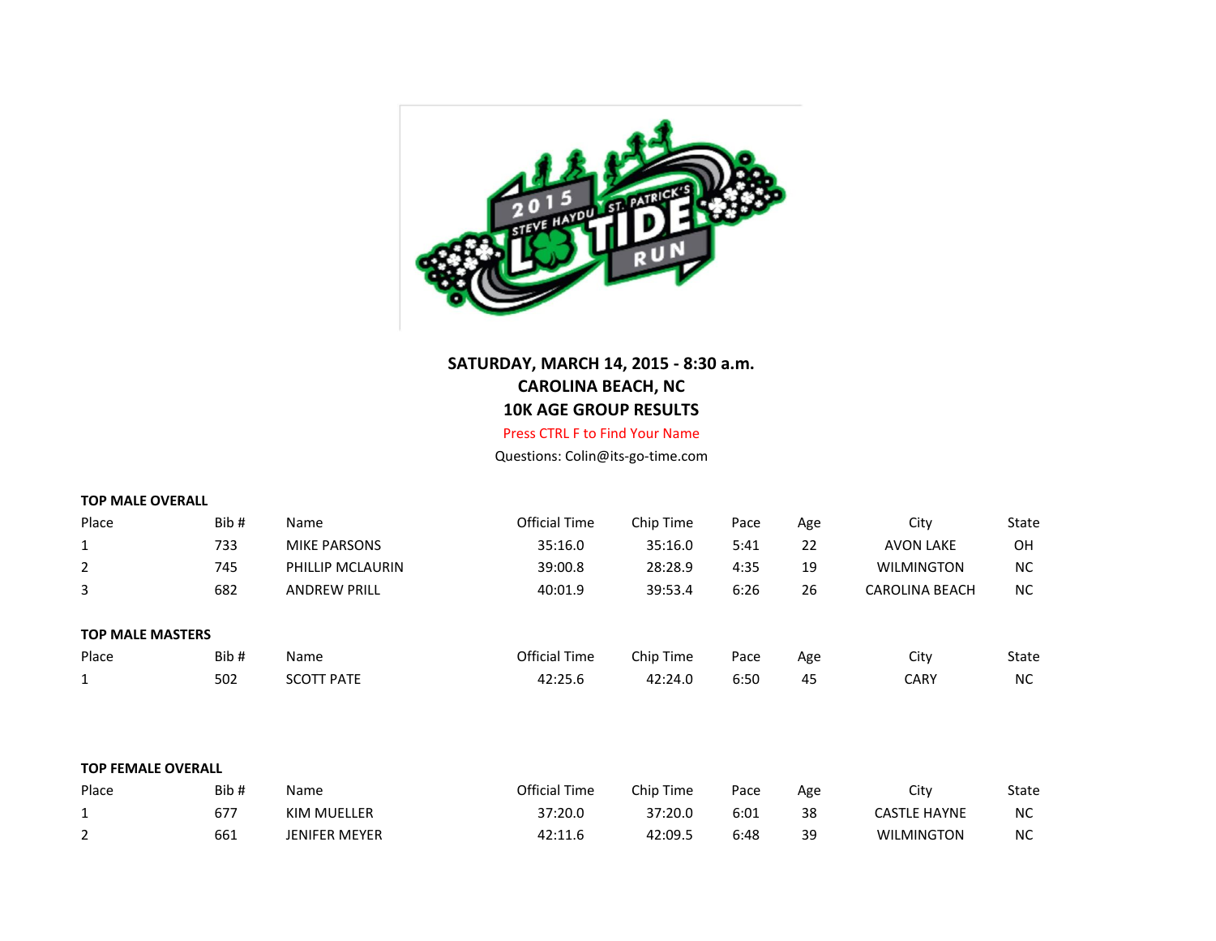**SATURDAY, MARCH 14, 2015 - 8:30 a.m.**
**CAROLINA BEACH, NC**
**10K AGE GROUP RESULTS**

Press CTRL F to Find Your Name

Questions: Colin@its-go-time.com

**TOP MALE OVERALL**

| Place | Bib # | Name | Official Time | Chip Time | Pace | Age | City | State |
|---|---|---|---|---|---|---|---|---|
| 1 | 733 | MIKE PARSONS | 35:16.0 | 35:16.0 | 5:41 | 22 | AVON LAKE | OH |
| 2 | 745 | PHILLIP MCLAURIN | 39:00.8 | 28:28.9 | 4:35 | 19 | WILMINGTON | NC |
| 3 | 682 | ANDREW PRILL | 40:01.9 | 39:53.4 | 6:26 | 26 | CAROLINA BEACH | NC |

**TOP MALE MASTERS**

| Place | Bib # | Name | Official Time | Chip Time | Pace | Age | City | State |
|---|---|---|---|---|---|---|---|---|
| 1 | 502 | SCOTT PATE | 42:25.6 | 42:24.0 | 6:50 | 45 | CARY | NC |

**TOP FEMALE OVERALL**

| Place | Bib # | Name | Official Time | Chip Time | Pace | Age | City | State |
|---|---|---|---|---|---|---|---|---|
| 1 | 677 | KIM MUELLER | 37:20.0 | 37:20.0 | 6:01 | 38 | CASTLE HAYNE | NC |
| 2 | 661 | JENIFER MEYER | 42:11.6 | 42:09.5 | 6:48 | 39 | WILMINGTON | NC |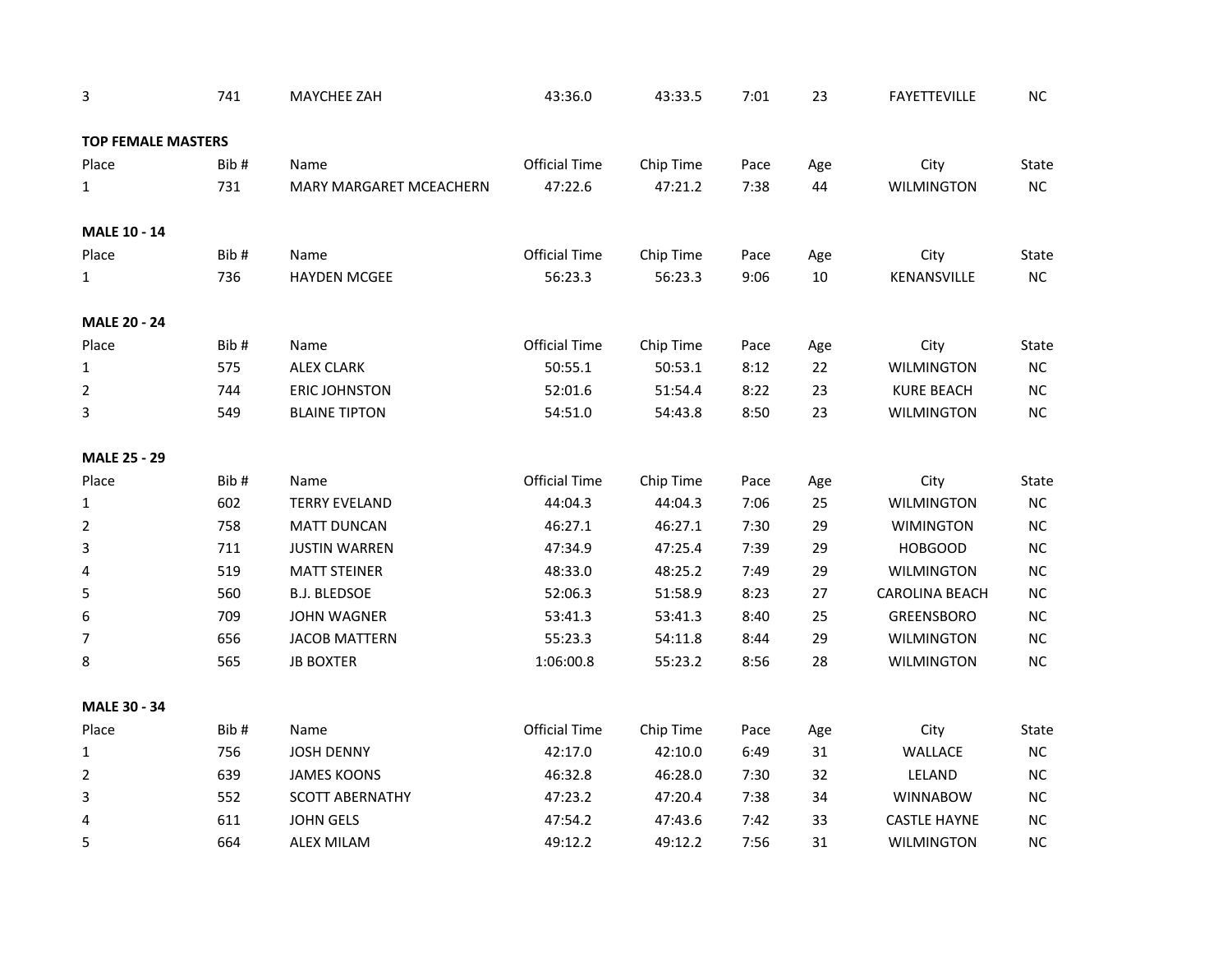| 3 | 741 | MAYCHEE ZAH | 43:36.0 | 43:33.5 | 7:01 | 23 | FAYETTEVILLE | NC |
|---|---|---|---|---|---|---|---|---|

**TOP FEMALE MASTERS**

| Place | Bib # | Name | Official Time | Chip Time | Pace | Age | City | State |
|---|---|---|---|---|---|---|---|---|
| 1 | 731 | MARY MARGARET MCEACHERN | 47:22.6 | 47:21.2 | 7:38 | 44 | WILMINGTON | NC |

**MALE 10 - 14**

| Place | Bib # | Name | Official Time | Chip Time | Pace | Age | City | State |
|---|---|---|---|---|---|---|---|---|
| 1 | 736 | HAYDEN MCGEE | 56:23.3 | 56:23.3 | 9:06 | 10 | KENANSVILLE | NC |

**MALE 20 - 24**

| Place | Bib # | Name | Official Time | Chip Time | Pace | Age | City | State |
|---|---|---|---|---|---|---|---|---|
| 1 | 575 | ALEX CLARK | 50:55.1 | 50:53.1 | 8:12 | 22 | WILMINGTON | NC |
| 2 | 744 | ERIC JOHNSTON | 52:01.6 | 51:54.4 | 8:22 | 23 | KURE BEACH | NC |
| 3 | 549 | BLAINE TIPTON | 54:51.0 | 54:43.8 | 8:50 | 23 | WILMINGTON | NC |

**MALE 25 - 29**

| Place | Bib # | Name | Official Time | Chip Time | Pace | Age | City | State |
|---|---|---|---|---|---|---|---|---|
| 1 | 602 | TERRY EVELAND | 44:04.3 | 44:04.3 | 7:06 | 25 | WILMINGTON | NC |
| 2 | 758 | MATT DUNCAN | 46:27.1 | 46:27.1 | 7:30 | 29 | WIMINGTON | NC |
| 3 | 711 | JUSTIN WARREN | 47:34.9 | 47:25.4 | 7:39 | 29 | HOBGOOD | NC |
| 4 | 519 | MATT STEINER | 48:33.0 | 48:25.2 | 7:49 | 29 | WILMINGTON | NC |
| 5 | 560 | B.J. BLEDSOE | 52:06.3 | 51:58.9 | 8:23 | 27 | CAROLINA BEACH | NC |
| 6 | 709 | JOHN WAGNER | 53:41.3 | 53:41.3 | 8:40 | 25 | GREENSBORO | NC |
| 7 | 656 | JACOB MATTERN | 55:23.3 | 54:11.8 | 8:44 | 29 | WILMINGTON | NC |
| 8 | 565 | JB BOXTER | 1:06:00.8 | 55:23.2 | 8:56 | 28 | WILMINGTON | NC |

**MALE 30 - 34**

| Place | Bib # | Name | Official Time | Chip Time | Pace | Age | City | State |
|---|---|---|---|---|---|---|---|---|
| 1 | 756 | JOSH DENNY | 42:17.0 | 42:10.0 | 6:49 | 31 | WALLACE | NC |
| 2 | 639 | JAMES KOONS | 46:32.8 | 46:28.0 | 7:30 | 32 | LELAND | NC |
| 3 | 552 | SCOTT ABERNATHY | 47:23.2 | 47:20.4 | 7:38 | 34 | WINNABOW | NC |
| 4 | 611 | JOHN GELS | 47:54.2 | 47:43.6 | 7:42 | 33 | CASTLE HAYNE | NC |
| 5 | 664 | ALEX MILAM | 49:12.2 | 49:12.2 | 7:56 | 31 | WILMINGTON | NC |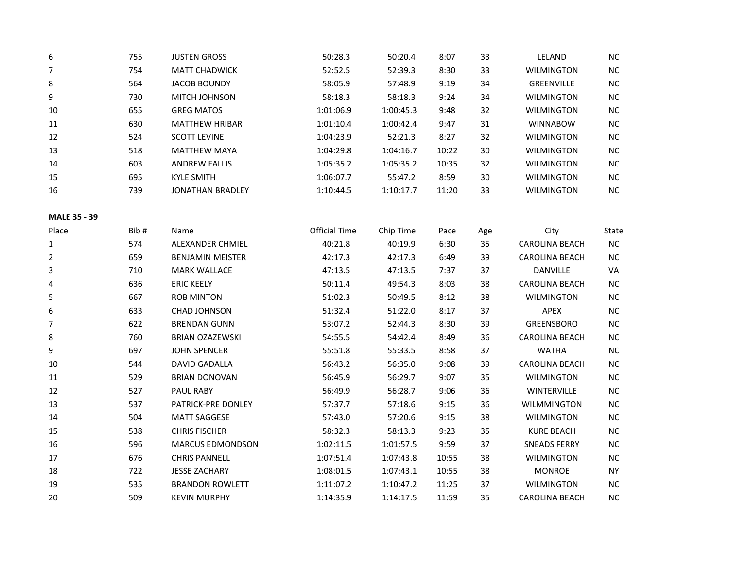| Place | Bib # | Name | Official Time | Chip Time | Pace | Age | City | State |
|---|---|---|---|---|---|---|---|---|
| 6 | 755 | JUSTEN GROSS | 50:28.3 | 50:20.4 | 8:07 | 33 | LELAND | NC |
| 7 | 754 | MATT CHADWICK | 52:52.5 | 52:39.3 | 8:30 | 33 | WILMINGTON | NC |
| 8 | 564 | JACOB BOUNDY | 58:05.9 | 57:48.9 | 9:19 | 34 | GREENVILLE | NC |
| 9 | 730 | MITCH JOHNSON | 58:18.3 | 58:18.3 | 9:24 | 34 | WILMINGTON | NC |
| 10 | 655 | GREG MATOS | 1:01:06.9 | 1:00:45.3 | 9:48 | 32 | WILMINGTON | NC |
| 11 | 630 | MATTHEW HRIBAR | 1:01:10.4 | 1:00:42.4 | 9:47 | 31 | WINNABOW | NC |
| 12 | 524 | SCOTT LEVINE | 1:04:23.9 | 52:21.3 | 8:27 | 32 | WILMINGTON | NC |
| 13 | 518 | MATTHEW MAYA | 1:04:29.8 | 1:04:16.7 | 10:22 | 30 | WILMINGTON | NC |
| 14 | 603 | ANDREW FALLIS | 1:05:35.2 | 1:05:35.2 | 10:35 | 32 | WILMINGTON | NC |
| 15 | 695 | KYLE SMITH | 1:06:07.7 | 55:47.2 | 8:59 | 30 | WILMINGTON | NC |
| 16 | 739 | JONATHAN BRADLEY | 1:10:44.5 | 1:10:17.7 | 11:20 | 33 | WILMINGTON | NC |

**MALE 35 - 39**

| Place | Bib # | Name | Official Time | Chip Time | Pace | Age | City | State |
|---|---|---|---|---|---|---|---|---|
| 1 | 574 | ALEXANDER CHMIEL | 40:21.8 | 40:19.9 | 6:30 | 35 | CAROLINA BEACH | NC |
| 2 | 659 | BENJAMIN MEISTER | 42:17.3 | 42:17.3 | 6:49 | 39 | CAROLINA BEACH | NC |
| 3 | 710 | MARK WALLACE | 47:13.5 | 47:13.5 | 7:37 | 37 | DANVILLE | VA |
| 4 | 636 | ERIC KEELY | 50:11.4 | 49:54.3 | 8:03 | 38 | CAROLINA BEACH | NC |
| 5 | 667 | ROB MINTON | 51:02.3 | 50:49.5 | 8:12 | 38 | WILMINGTON | NC |
| 6 | 633 | CHAD JOHNSON | 51:32.4 | 51:22.0 | 8:17 | 37 | APEX | NC |
| 7 | 622 | BRENDAN GUNN | 53:07.2 | 52:44.3 | 8:30 | 39 | GREENSBORO | NC |
| 8 | 760 | BRIAN OZAZEWSKI | 54:55.5 | 54:42.4 | 8:49 | 36 | CAROLINA BEACH | NC |
| 9 | 697 | JOHN SPENCER | 55:51.8 | 55:33.5 | 8:58 | 37 | WATHA | NC |
| 10 | 544 | DAVID GADALLA | 56:43.2 | 56:35.0 | 9:08 | 39 | CAROLINA BEACH | NC |
| 11 | 529 | BRIAN DONOVAN | 56:45.9 | 56:29.7 | 9:07 | 35 | WILMINGTON | NC |
| 12 | 527 | PAUL RABY | 56:49.9 | 56:28.7 | 9:06 | 36 | WINTERVILLE | NC |
| 13 | 537 | PATRICK-PRE DONLEY | 57:37.7 | 57:18.6 | 9:15 | 36 | WILMMINGTON | NC |
| 14 | 504 | MATT SAGGESE | 57:43.0 | 57:20.6 | 9:15 | 38 | WILMINGTON | NC |
| 15 | 538 | CHRIS FISCHER | 58:32.3 | 58:13.3 | 9:23 | 35 | KURE BEACH | NC |
| 16 | 596 | MARCUS EDMONDSON | 1:02:11.5 | 1:01:57.5 | 9:59 | 37 | SNEADS FERRY | NC |
| 17 | 676 | CHRIS PANNELL | 1:07:51.4 | 1:07:43.8 | 10:55 | 38 | WILMINGTON | NC |
| 18 | 722 | JESSE ZACHARY | 1:08:01.5 | 1:07:43.1 | 10:55 | 38 | MONROE | NY |
| 19 | 535 | BRANDON ROWLETT | 1:11:07.2 | 1:10:47.2 | 11:25 | 37 | WILMINGTON | NC |
| 20 | 509 | KEVIN MURPHY | 1:14:35.9 | 1:14:17.5 | 11:59 | 35 | CAROLINA BEACH | NC |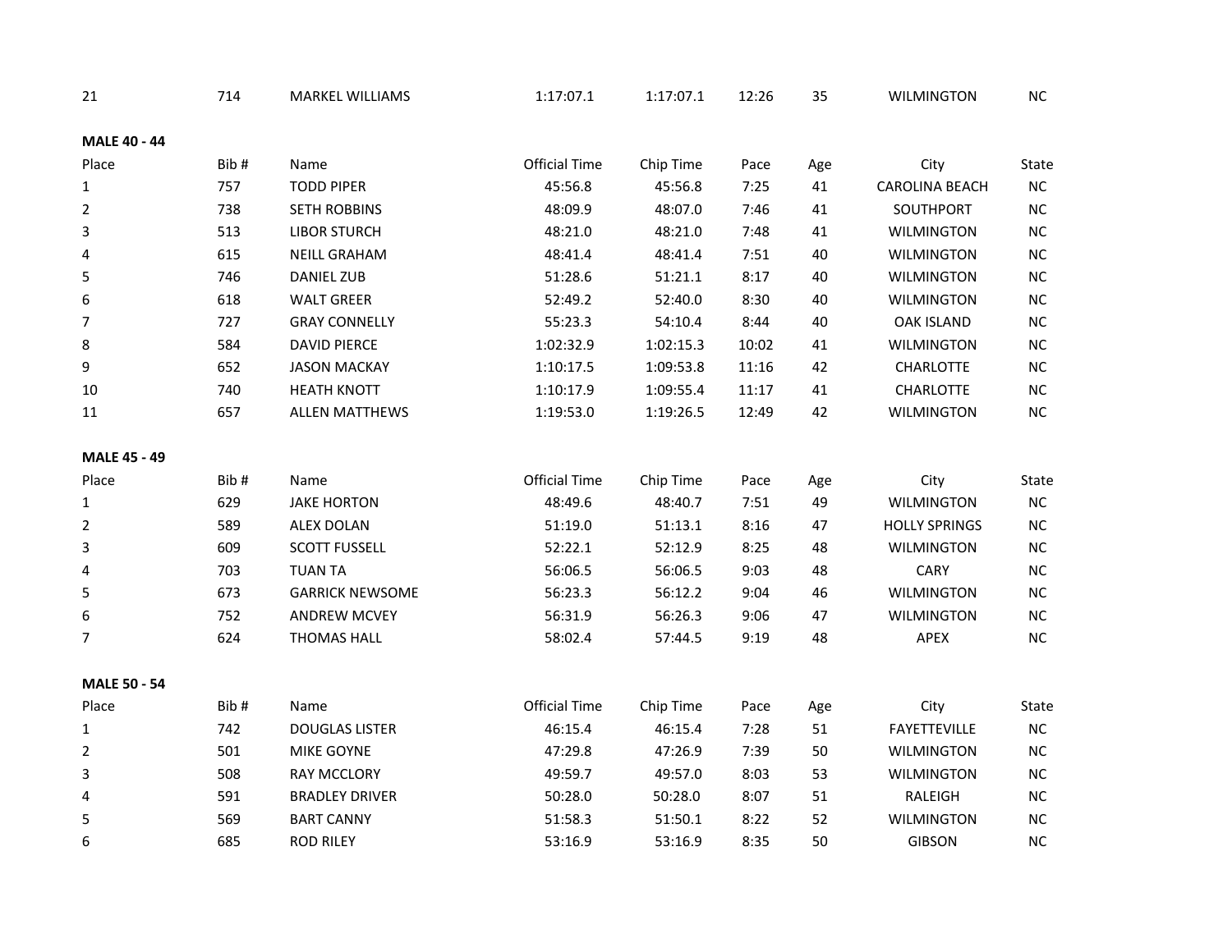| 21 | 714 | MARKEL WILLIAMS | 1:17:07.1 | 1:17:07.1 | 12:26 | 35 | WILMINGTON | NC |
|---|---|---|---|---|---|---|---|---|

**MALE 40 - 44**

| Place | Bib # | Name | Official Time | Chip Time | Pace | Age | City | State |
|---|---|---|---|---|---|---|---|---|
| 1 | 757 | TODD PIPER | 45:56.8 | 45:56.8 | 7:25 | 41 | CAROLINA BEACH | NC |
| 2 | 738 | SETH ROBBINS | 48:09.9 | 48:07.0 | 7:46 | 41 | SOUTHPORT | NC |
| 3 | 513 | LIBOR STURCH | 48:21.0 | 48:21.0 | 7:48 | 41 | WILMINGTON | NC |
| 4 | 615 | NEILL GRAHAM | 48:41.4 | 48:41.4 | 7:51 | 40 | WILMINGTON | NC |
| 5 | 746 | DANIEL ZUB | 51:28.6 | 51:21.1 | 8:17 | 40 | WILMINGTON | NC |
| 6 | 618 | WALT GREER | 52:49.2 | 52:40.0 | 8:30 | 40 | WILMINGTON | NC |
| 7 | 727 | GRAY CONNELLY | 55:23.3 | 54:10.4 | 8:44 | 40 | OAK ISLAND | NC |
| 8 | 584 | DAVID PIERCE | 1:02:32.9 | 1:02:15.3 | 10:02 | 41 | WILMINGTON | NC |
| 9 | 652 | JASON MACKAY | 1:10:17.5 | 1:09:53.8 | 11:16 | 42 | CHARLOTTE | NC |
| 10 | 740 | HEATH KNOTT | 1:10:17.9 | 1:09:55.4 | 11:17 | 41 | CHARLOTTE | NC |
| 11 | 657 | ALLEN MATTHEWS | 1:19:53.0 | 1:19:26.5 | 12:49 | 42 | WILMINGTON | NC |

**MALE 45 - 49**

| Place | Bib # | Name | Official Time | Chip Time | Pace | Age | City | State |
|---|---|---|---|---|---|---|---|---|
| 1 | 629 | JAKE HORTON | 48:49.6 | 48:40.7 | 7:51 | 49 | WILMINGTON | NC |
| 2 | 589 | ALEX DOLAN | 51:19.0 | 51:13.1 | 8:16 | 47 | HOLLY SPRINGS | NC |
| 3 | 609 | SCOTT FUSSELL | 52:22.1 | 52:12.9 | 8:25 | 48 | WILMINGTON | NC |
| 4 | 703 | TUAN TA | 56:06.5 | 56:06.5 | 9:03 | 48 | CARY | NC |
| 5 | 673 | GARRICK NEWSOME | 56:23.3 | 56:12.2 | 9:04 | 46 | WILMINGTON | NC |
| 6 | 752 | ANDREW MCVEY | 56:31.9 | 56:26.3 | 9:06 | 47 | WILMINGTON | NC |
| 7 | 624 | THOMAS HALL | 58:02.4 | 57:44.5 | 9:19 | 48 | APEX | NC |

**MALE 50 - 54**

| Place | Bib # | Name | Official Time | Chip Time | Pace | Age | City | State |
|---|---|---|---|---|---|---|---|---|
| 1 | 742 | DOUGLAS LISTER | 46:15.4 | 46:15.4 | 7:28 | 51 | FAYETTEVILLE | NC |
| 2 | 501 | MIKE GOYNE | 47:29.8 | 47:26.9 | 7:39 | 50 | WILMINGTON | NC |
| 3 | 508 | RAY MCCLORY | 49:59.7 | 49:57.0 | 8:03 | 53 | WILMINGTON | NC |
| 4 | 591 | BRADLEY DRIVER | 50:28.0 | 50:28.0 | 8:07 | 51 | RALEIGH | NC |
| 5 | 569 | BART CANNY | 51:58.3 | 51:50.1 | 8:22 | 52 | WILMINGTON | NC |
| 6 | 685 | ROD RILEY | 53:16.9 | 53:16.9 | 8:35 | 50 | GIBSON | NC |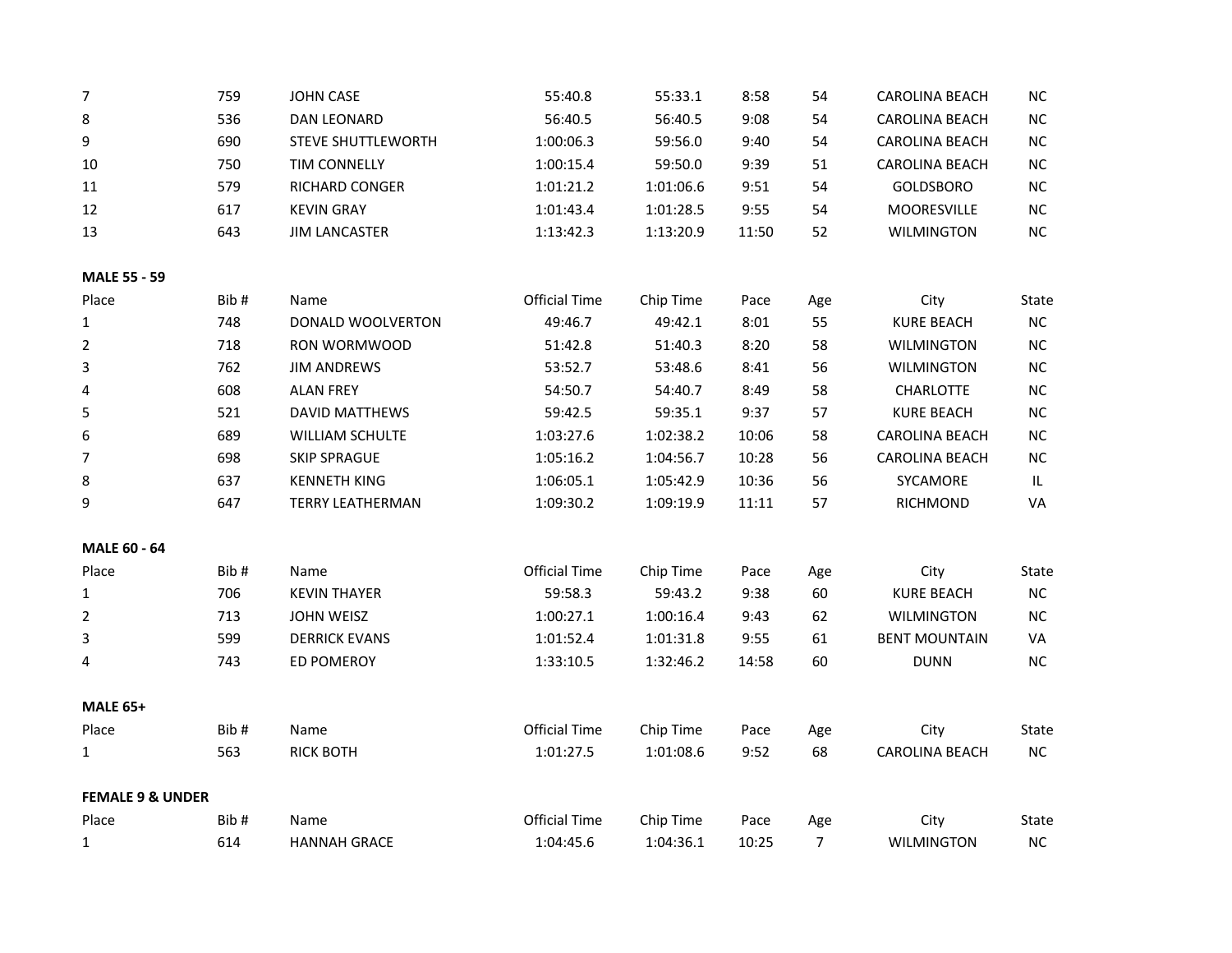| Place | Bib # | Name | Official Time | Chip Time | Pace | Age | City | State |
|---|---|---|---|---|---|---|---|---|
| 7 | 759 | JOHN CASE | 55:40.8 | 55:33.1 | 8:58 | 54 | CAROLINA BEACH | NC |
| 8 | 536 | DAN LEONARD | 56:40.5 | 56:40.5 | 9:08 | 54 | CAROLINA BEACH | NC |
| 9 | 690 | STEVE SHUTTLEWORTH | 1:00:06.3 | 59:56.0 | 9:40 | 54 | CAROLINA BEACH | NC |
| 10 | 750 | TIM CONNELLY | 1:00:15.4 | 59:50.0 | 9:39 | 51 | CAROLINA BEACH | NC |
| 11 | 579 | RICHARD CONGER | 1:01:21.2 | 1:01:06.6 | 9:51 | 54 | GOLDSBORO | NC |
| 12 | 617 | KEVIN GRAY | 1:01:43.4 | 1:01:28.5 | 9:55 | 54 | MOORESVILLE | NC |
| 13 | 643 | JIM LANCASTER | 1:13:42.3 | 1:13:20.9 | 11:50 | 52 | WILMINGTON | NC |

**MALE 55 - 59**

| Place | Bib # | Name | Official Time | Chip Time | Pace | Age | City | State |
|---|---|---|---|---|---|---|---|---|
| 1 | 748 | DONALD WOOLVERTON | 49:46.7 | 49:42.1 | 8:01 | 55 | KURE BEACH | NC |
| 2 | 718 | RON WORMWOOD | 51:42.8 | 51:40.3 | 8:20 | 58 | WILMINGTON | NC |
| 3 | 762 | JIM ANDREWS | 53:52.7 | 53:48.6 | 8:41 | 56 | WILMINGTON | NC |
| 4 | 608 | ALAN FREY | 54:50.7 | 54:40.7 | 8:49 | 58 | CHARLOTTE | NC |
| 5 | 521 | DAVID MATTHEWS | 59:42.5 | 59:35.1 | 9:37 | 57 | KURE BEACH | NC |
| 6 | 689 | WILLIAM SCHULTE | 1:03:27.6 | 1:02:38.2 | 10:06 | 58 | CAROLINA BEACH | NC |
| 7 | 698 | SKIP SPRAGUE | 1:05:16.2 | 1:04:56.7 | 10:28 | 56 | CAROLINA BEACH | NC |
| 8 | 637 | KENNETH KING | 1:06:05.1 | 1:05:42.9 | 10:36 | 56 | SYCAMORE | IL |
| 9 | 647 | TERRY LEATHERMAN | 1:09:30.2 | 1:09:19.9 | 11:11 | 57 | RICHMOND | VA |

**MALE 60 - 64**

| Place | Bib # | Name | Official Time | Chip Time | Pace | Age | City | State |
|---|---|---|---|---|---|---|---|---|
| 1 | 706 | KEVIN THAYER | 59:58.3 | 59:43.2 | 9:38 | 60 | KURE BEACH | NC |
| 2 | 713 | JOHN WEISZ | 1:00:27.1 | 1:00:16.4 | 9:43 | 62 | WILMINGTON | NC |
| 3 | 599 | DERRICK EVANS | 1:01:52.4 | 1:01:31.8 | 9:55 | 61 | BENT MOUNTAIN | VA |
| 4 | 743 | ED POMEROY | 1:33:10.5 | 1:32:46.2 | 14:58 | 60 | DUNN | NC |

**MALE 65+**

| Place | Bib # | Name | Official Time | Chip Time | Pace | Age | City | State |
|---|---|---|---|---|---|---|---|---|
| 1 | 563 | RICK BOTH | 1:01:27.5 | 1:01:08.6 | 9:52 | 68 | CAROLINA BEACH | NC |

**FEMALE 9 & UNDER**

| Place | Bib # | Name | Official Time | Chip Time | Pace | Age | City | State |
|---|---|---|---|---|---|---|---|---|
| 1 | 614 | HANNAH GRACE | 1:04:45.6 | 1:04:36.1 | 10:25 | 7 | WILMINGTON | NC |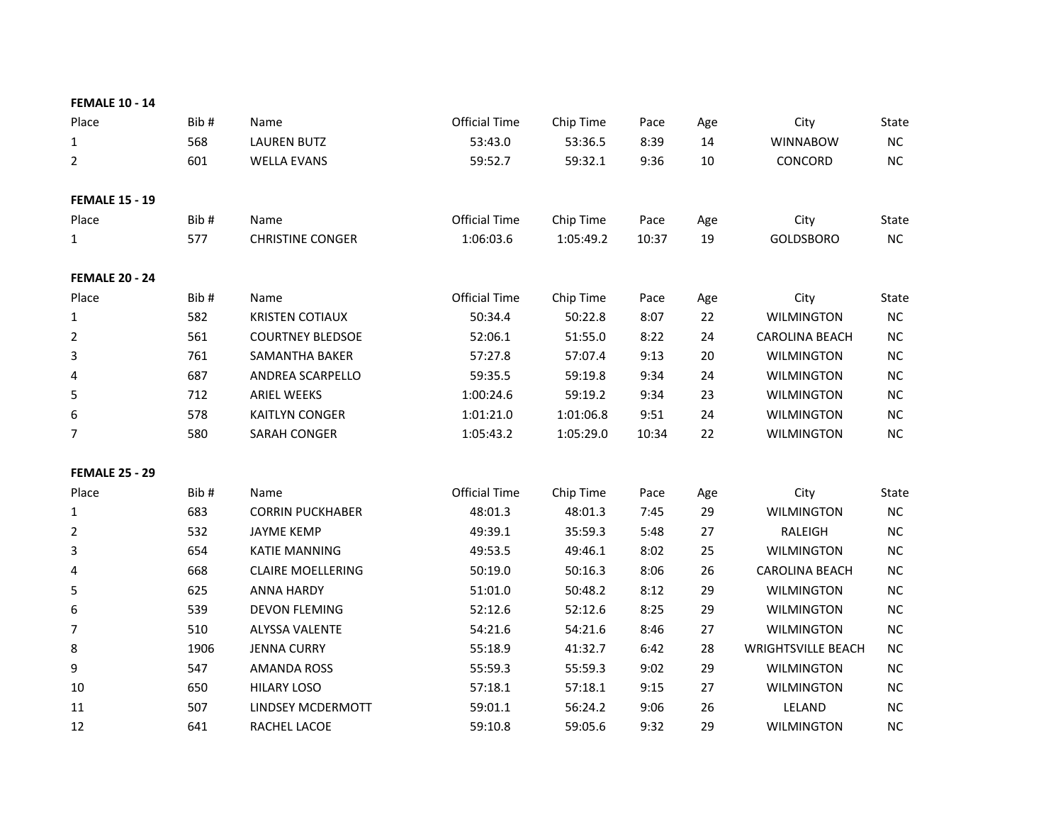**FEMALE 10 - 14**

| Place | Bib # | Name | Official Time | Chip Time | Pace | Age | City | State |
|---|---|---|---|---|---|---|---|---|
| 1 | 568 | LAUREN BUTZ | 53:43.0 | 53:36.5 | 8:39 | 14 | WINNABOW | NC |
| 2 | 601 | WELLA EVANS | 59:52.7 | 59:32.1 | 9:36 | 10 | CONCORD | NC |

**FEMALE 15 - 19**

| Place | Bib # | Name | Official Time | Chip Time | Pace | Age | City | State |
|---|---|---|---|---|---|---|---|---|
| 1 | 577 | CHRISTINE CONGER | 1:06:03.6 | 1:05:49.2 | 10:37 | 19 | GOLDSBORO | NC |

**FEMALE 20 - 24**

| Place | Bib # | Name | Official Time | Chip Time | Pace | Age | City | State |
|---|---|---|---|---|---|---|---|---|
| 1 | 582 | KRISTEN COTIAUX | 50:34.4 | 50:22.8 | 8:07 | 22 | WILMINGTON | NC |
| 2 | 561 | COURTNEY BLEDSOE | 52:06.1 | 51:55.0 | 8:22 | 24 | CAROLINA BEACH | NC |
| 3 | 761 | SAMANTHA BAKER | 57:27.8 | 57:07.4 | 9:13 | 20 | WILMINGTON | NC |
| 4 | 687 | ANDREA SCARPELLO | 59:35.5 | 59:19.8 | 9:34 | 24 | WILMINGTON | NC |
| 5 | 712 | ARIEL WEEKS | 1:00:24.6 | 59:19.2 | 9:34 | 23 | WILMINGTON | NC |
| 6 | 578 | KAITLYN CONGER | 1:01:21.0 | 1:01:06.8 | 9:51 | 24 | WILMINGTON | NC |
| 7 | 580 | SARAH CONGER | 1:05:43.2 | 1:05:29.0 | 10:34 | 22 | WILMINGTON | NC |

**FEMALE 25 - 29**

| Place | Bib # | Name | Official Time | Chip Time | Pace | Age | City | State |
|---|---|---|---|---|---|---|---|---|
| 1 | 683 | CORRIN PUCKHABER | 48:01.3 | 48:01.3 | 7:45 | 29 | WILMINGTON | NC |
| 2 | 532 | JAYME KEMP | 49:39.1 | 35:59.3 | 5:48 | 27 | RALEIGH | NC |
| 3 | 654 | KATIE MANNING | 49:53.5 | 49:46.1 | 8:02 | 25 | WILMINGTON | NC |
| 4 | 668 | CLAIRE MOELLERING | 50:19.0 | 50:16.3 | 8:06 | 26 | CAROLINA BEACH | NC |
| 5 | 625 | ANNA HARDY | 51:01.0 | 50:48.2 | 8:12 | 29 | WILMINGTON | NC |
| 6 | 539 | DEVON FLEMING | 52:12.6 | 52:12.6 | 8:25 | 29 | WILMINGTON | NC |
| 7 | 510 | ALYSSA VALENTE | 54:21.6 | 54:21.6 | 8:46 | 27 | WILMINGTON | NC |
| 8 | 1906 | JENNA CURRY | 55:18.9 | 41:32.7 | 6:42 | 28 | WRIGHTSVILLE BEACH | NC |
| 9 | 547 | AMANDA ROSS | 55:59.3 | 55:59.3 | 9:02 | 29 | WILMINGTON | NC |
| 10 | 650 | HILARY LOSO | 57:18.1 | 57:18.1 | 9:15 | 27 | WILMINGTON | NC |
| 11 | 507 | LINDSEY MCDERMOTT | 59:01.1 | 56:24.2 | 9:06 | 26 | LELAND | NC |
| 12 | 641 | RACHEL LACOE | 59:10.8 | 59:05.6 | 9:32 | 29 | WILMINGTON | NC |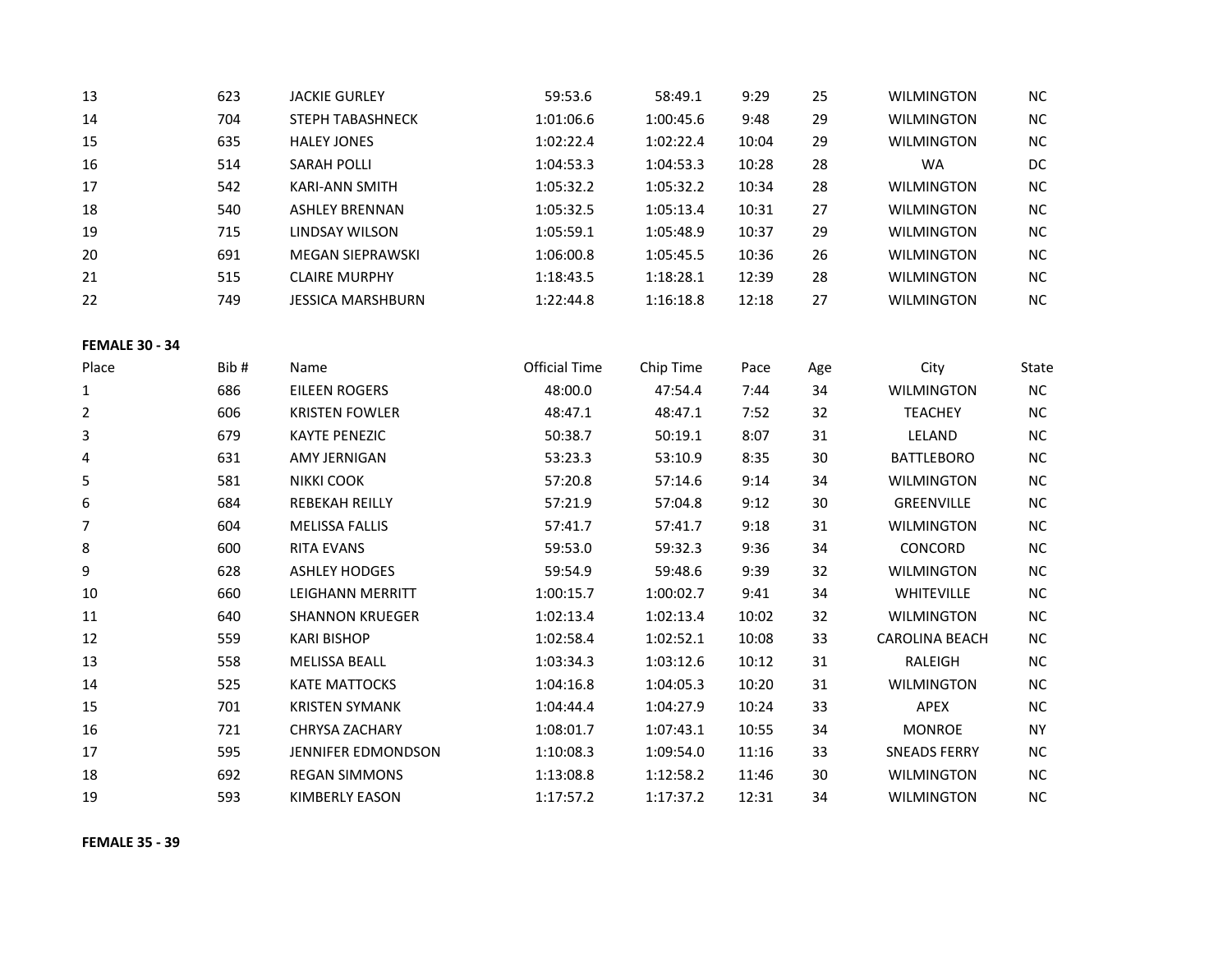| Place | Bib # | Name | Official Time | Chip Time | Pace | Age | City | State |
|---|---|---|---|---|---|---|---|---|
| 13 | 623 | JACKIE GURLEY | 59:53.6 | 58:49.1 | 9:29 | 25 | WILMINGTON | NC |
| 14 | 704 | STEPH TABASHNECK | 1:01:06.6 | 1:00:45.6 | 9:48 | 29 | WILMINGTON | NC |
| 15 | 635 | HALEY JONES | 1:02:22.4 | 1:02:22.4 | 10:04 | 29 | WILMINGTON | NC |
| 16 | 514 | SARAH POLLI | 1:04:53.3 | 1:04:53.3 | 10:28 | 28 | WA | DC |
| 17 | 542 | KARI-ANN SMITH | 1:05:32.2 | 1:05:32.2 | 10:34 | 28 | WILMINGTON | NC |
| 18 | 540 | ASHLEY BRENNAN | 1:05:32.5 | 1:05:13.4 | 10:31 | 27 | WILMINGTON | NC |
| 19 | 715 | LINDSAY WILSON | 1:05:59.1 | 1:05:48.9 | 10:37 | 29 | WILMINGTON | NC |
| 20 | 691 | MEGAN SIEPRAWSKI | 1:06:00.8 | 1:05:45.5 | 10:36 | 26 | WILMINGTON | NC |
| 21 | 515 | CLAIRE MURPHY | 1:18:43.5 | 1:18:28.1 | 12:39 | 28 | WILMINGTON | NC |
| 22 | 749 | JESSICA MARSHBURN | 1:22:44.8 | 1:16:18.8 | 12:18 | 27 | WILMINGTON | NC |

**FEMALE 30 - 34**

| Place | Bib # | Name | Official Time | Chip Time | Pace | Age | City | State |
|---|---|---|---|---|---|---|---|---|
| 1 | 686 | EILEEN ROGERS | 48:00.0 | 47:54.4 | 7:44 | 34 | WILMINGTON | NC |
| 2 | 606 | KRISTEN FOWLER | 48:47.1 | 48:47.1 | 7:52 | 32 | TEACHEY | NC |
| 3 | 679 | KAYTE PENEZIC | 50:38.7 | 50:19.1 | 8:07 | 31 | LELAND | NC |
| 4 | 631 | AMY JERNIGAN | 53:23.3 | 53:10.9 | 8:35 | 30 | BATTLEBORO | NC |
| 5 | 581 | NIKKI COOK | 57:20.8 | 57:14.6 | 9:14 | 34 | WILMINGTON | NC |
| 6 | 684 | REBEKAH REILLY | 57:21.9 | 57:04.8 | 9:12 | 30 | GREENVILLE | NC |
| 7 | 604 | MELISSA FALLIS | 57:41.7 | 57:41.7 | 9:18 | 31 | WILMINGTON | NC |
| 8 | 600 | RITA EVANS | 59:53.0 | 59:32.3 | 9:36 | 34 | CONCORD | NC |
| 9 | 628 | ASHLEY HODGES | 59:54.9 | 59:48.6 | 9:39 | 32 | WILMINGTON | NC |
| 10 | 660 | LEIGHANN MERRITT | 1:00:15.7 | 1:00:02.7 | 9:41 | 34 | WHITEVILLE | NC |
| 11 | 640 | SHANNON KRUEGER | 1:02:13.4 | 1:02:13.4 | 10:02 | 32 | WILMINGTON | NC |
| 12 | 559 | KARI BISHOP | 1:02:58.4 | 1:02:52.1 | 10:08 | 33 | CAROLINA BEACH | NC |
| 13 | 558 | MELISSA BEALL | 1:03:34.3 | 1:03:12.6 | 10:12 | 31 | RALEIGH | NC |
| 14 | 525 | KATE MATTOCKS | 1:04:16.8 | 1:04:05.3 | 10:20 | 31 | WILMINGTON | NC |
| 15 | 701 | KRISTEN SYMANK | 1:04:44.4 | 1:04:27.9 | 10:24 | 33 | APEX | NC |
| 16 | 721 | CHRYSA ZACHARY | 1:08:01.7 | 1:07:43.1 | 10:55 | 34 | MONROE | NY |
| 17 | 595 | JENNIFER EDMONDSON | 1:10:08.3 | 1:09:54.0 | 11:16 | 33 | SNEADS FERRY | NC |
| 18 | 692 | REGAN SIMMONS | 1:13:08.8 | 1:12:58.2 | 11:46 | 30 | WILMINGTON | NC |
| 19 | 593 | KIMBERLY EASON | 1:17:57.2 | 1:17:37.2 | 12:31 | 34 | WILMINGTON | NC |

**FEMALE 35 - 39**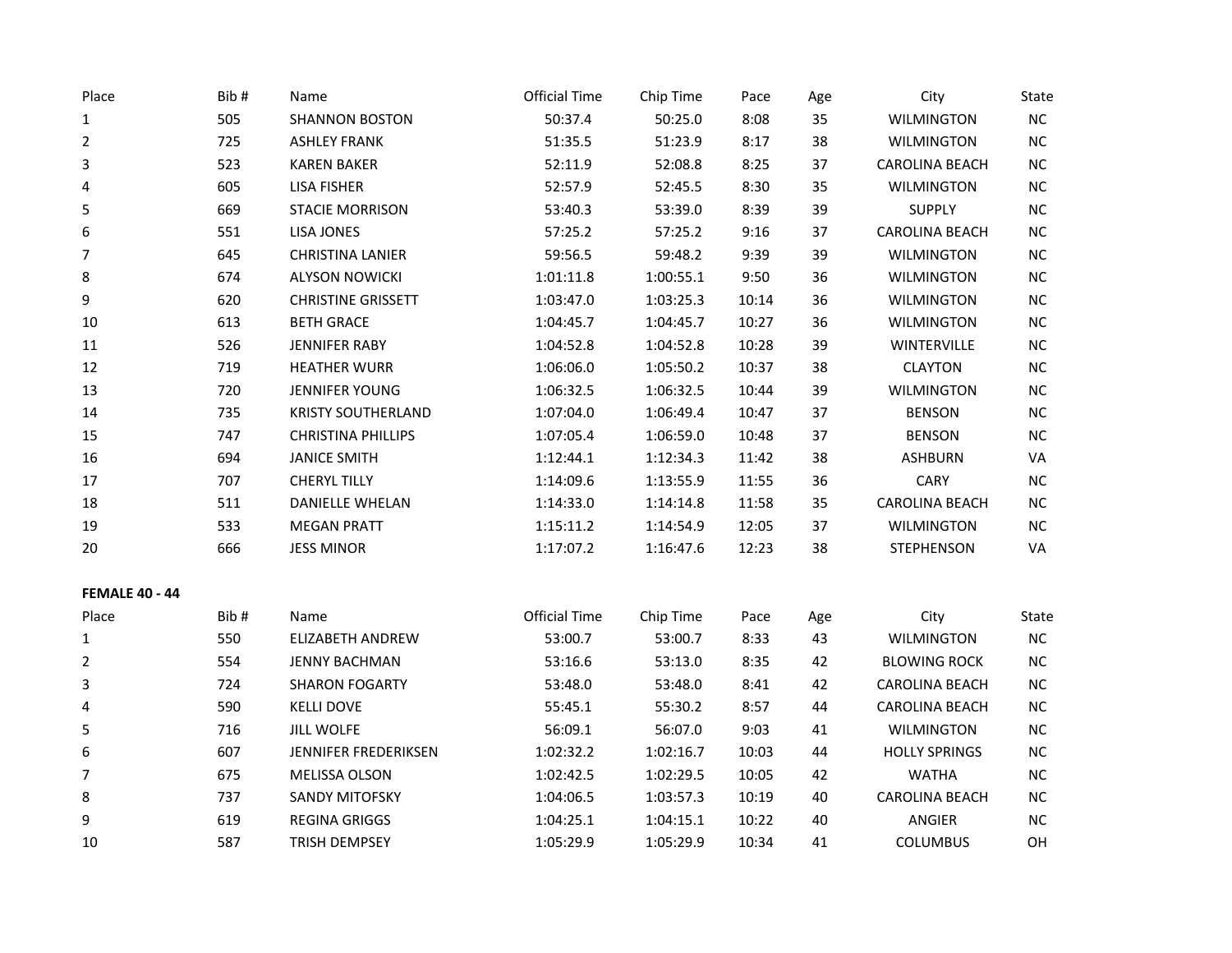| Place | Bib # | Name | Official Time | Chip Time | Pace | Age | City | State |
|---|---|---|---|---|---|---|---|---|
| 1 | 505 | SHANNON BOSTON | 50:37.4 | 50:25.0 | 8:08 | 35 | WILMINGTON | NC |
| 2 | 725 | ASHLEY FRANK | 51:35.5 | 51:23.9 | 8:17 | 38 | WILMINGTON | NC |
| 3 | 523 | KAREN BAKER | 52:11.9 | 52:08.8 | 8:25 | 37 | CAROLINA BEACH | NC |
| 4 | 605 | LISA FISHER | 52:57.9 | 52:45.5 | 8:30 | 35 | WILMINGTON | NC |
| 5 | 669 | STACIE MORRISON | 53:40.3 | 53:39.0 | 8:39 | 39 | SUPPLY | NC |
| 6 | 551 | LISA JONES | 57:25.2 | 57:25.2 | 9:16 | 37 | CAROLINA BEACH | NC |
| 7 | 645 | CHRISTINA LANIER | 59:56.5 | 59:48.2 | 9:39 | 39 | WILMINGTON | NC |
| 8 | 674 | ALYSON NOWICKI | 1:01:11.8 | 1:00:55.1 | 9:50 | 36 | WILMINGTON | NC |
| 9 | 620 | CHRISTINE GRISSETT | 1:03:47.0 | 1:03:25.3 | 10:14 | 36 | WILMINGTON | NC |
| 10 | 613 | BETH GRACE | 1:04:45.7 | 1:04:45.7 | 10:27 | 36 | WILMINGTON | NC |
| 11 | 526 | JENNIFER RABY | 1:04:52.8 | 1:04:52.8 | 10:28 | 39 | WINTERVILLE | NC |
| 12 | 719 | HEATHER WURR | 1:06:06.0 | 1:05:50.2 | 10:37 | 38 | CLAYTON | NC |
| 13 | 720 | JENNIFER YOUNG | 1:06:32.5 | 1:06:32.5 | 10:44 | 39 | WILMINGTON | NC |
| 14 | 735 | KRISTY SOUTHERLAND | 1:07:04.0 | 1:06:49.4 | 10:47 | 37 | BENSON | NC |
| 15 | 747 | CHRISTINA PHILLIPS | 1:07:05.4 | 1:06:59.0 | 10:48 | 37 | BENSON | NC |
| 16 | 694 | JANICE SMITH | 1:12:44.1 | 1:12:34.3 | 11:42 | 38 | ASHBURN | VA |
| 17 | 707 | CHERYL TILLY | 1:14:09.6 | 1:13:55.9 | 11:55 | 36 | CARY | NC |
| 18 | 511 | DANIELLE WHELAN | 1:14:33.0 | 1:14:14.8 | 11:58 | 35 | CAROLINA BEACH | NC |
| 19 | 533 | MEGAN PRATT | 1:15:11.2 | 1:14:54.9 | 12:05 | 37 | WILMINGTON | NC |
| 20 | 666 | JESS MINOR | 1:17:07.2 | 1:16:47.6 | 12:23 | 38 | STEPHENSON | VA |

**FEMALE 40 - 44**

| Place | Bib # | Name | Official Time | Chip Time | Pace | Age | City | State |
|---|---|---|---|---|---|---|---|---|
| 1 | 550 | ELIZABETH ANDREW | 53:00.7 | 53:00.7 | 8:33 | 43 | WILMINGTON | NC |
| 2 | 554 | JENNY BACHMAN | 53:16.6 | 53:13.0 | 8:35 | 42 | BLOWING ROCK | NC |
| 3 | 724 | SHARON FOGARTY | 53:48.0 | 53:48.0 | 8:41 | 42 | CAROLINA BEACH | NC |
| 4 | 590 | KELLI DOVE | 55:45.1 | 55:30.2 | 8:57 | 44 | CAROLINA BEACH | NC |
| 5 | 716 | JILL WOLFE | 56:09.1 | 56:07.0 | 9:03 | 41 | WILMINGTON | NC |
| 6 | 607 | JENNIFER FREDERIKSEN | 1:02:32.2 | 1:02:16.7 | 10:03 | 44 | HOLLY SPRINGS | NC |
| 7 | 675 | MELISSA OLSON | 1:02:42.5 | 1:02:29.5 | 10:05 | 42 | WATHA | NC |
| 8 | 737 | SANDY MITOFSKY | 1:04:06.5 | 1:03:57.3 | 10:19 | 40 | CAROLINA BEACH | NC |
| 9 | 619 | REGINA GRIGGS | 1:04:25.1 | 1:04:15.1 | 10:22 | 40 | ANGIER | NC |
| 10 | 587 | TRISH DEMPSEY | 1:05:29.9 | 1:05:29.9 | 10:34 | 41 | COLUMBUS | OH |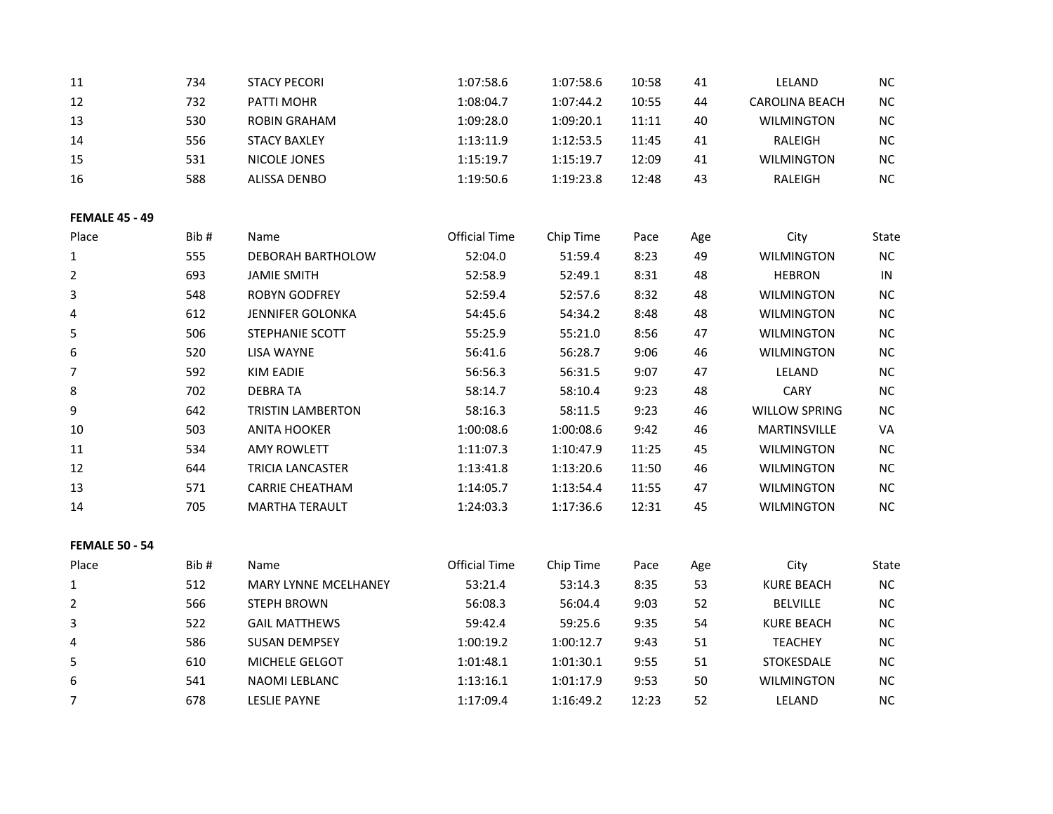| Place | Bib # | Name | Official Time | Chip Time | Pace | Age | City | State |
|---|---|---|---|---|---|---|---|---|
| 11 | 734 | STACY PECORI | 1:07:58.6 | 1:07:58.6 | 10:58 | 41 | LELAND | NC |
| 12 | 732 | PATTI MOHR | 1:08:04.7 | 1:07:44.2 | 10:55 | 44 | CAROLINA BEACH | NC |
| 13 | 530 | ROBIN GRAHAM | 1:09:28.0 | 1:09:20.1 | 11:11 | 40 | WILMINGTON | NC |
| 14 | 556 | STACY BAXLEY | 1:13:11.9 | 1:12:53.5 | 11:45 | 41 | RALEIGH | NC |
| 15 | 531 | NICOLE JONES | 1:15:19.7 | 1:15:19.7 | 12:09 | 41 | WILMINGTON | NC |
| 16 | 588 | ALISSA DENBO | 1:19:50.6 | 1:19:23.8 | 12:48 | 43 | RALEIGH | NC |

**FEMALE 45 - 49**

| Place | Bib # | Name | Official Time | Chip Time | Pace | Age | City | State |
|---|---|---|---|---|---|---|---|---|
| 1 | 555 | DEBORAH BARTHOLOW | 52:04.0 | 51:59.4 | 8:23 | 49 | WILMINGTON | NC |
| 2 | 693 | JAMIE SMITH | 52:58.9 | 52:49.1 | 8:31 | 48 | HEBRON | IN |
| 3 | 548 | ROBYN GODFREY | 52:59.4 | 52:57.6 | 8:32 | 48 | WILMINGTON | NC |
| 4 | 612 | JENNIFER GOLONKA | 54:45.6 | 54:34.2 | 8:48 | 48 | WILMINGTON | NC |
| 5 | 506 | STEPHANIE SCOTT | 55:25.9 | 55:21.0 | 8:56 | 47 | WILMINGTON | NC |
| 6 | 520 | LISA WAYNE | 56:41.6 | 56:28.7 | 9:06 | 46 | WILMINGTON | NC |
| 7 | 592 | KIM EADIE | 56:56.3 | 56:31.5 | 9:07 | 47 | LELAND | NC |
| 8 | 702 | DEBRA TA | 58:14.7 | 58:10.4 | 9:23 | 48 | CARY | NC |
| 9 | 642 | TRISTIN LAMBERTON | 58:16.3 | 58:11.5 | 9:23 | 46 | WILLOW SPRING | NC |
| 10 | 503 | ANITA HOOKER | 1:00:08.6 | 1:00:08.6 | 9:42 | 46 | MARTINSVILLE | VA |
| 11 | 534 | AMY ROWLETT | 1:11:07.3 | 1:10:47.9 | 11:25 | 45 | WILMINGTON | NC |
| 12 | 644 | TRICIA LANCASTER | 1:13:41.8 | 1:13:20.6 | 11:50 | 46 | WILMINGTON | NC |
| 13 | 571 | CARRIE CHEATHAM | 1:14:05.7 | 1:13:54.4 | 11:55 | 47 | WILMINGTON | NC |
| 14 | 705 | MARTHA TERAULT | 1:24:03.3 | 1:17:36.6 | 12:31 | 45 | WILMINGTON | NC |

**FEMALE 50 - 54**

| Place | Bib # | Name | Official Time | Chip Time | Pace | Age | City | State |
|---|---|---|---|---|---|---|---|---|
| 1 | 512 | MARY LYNNE MCELHANEY | 53:21.4 | 53:14.3 | 8:35 | 53 | KURE BEACH | NC |
| 2 | 566 | STEPH BROWN | 56:08.3 | 56:04.4 | 9:03 | 52 | BELVILLE | NC |
| 3 | 522 | GAIL MATTHEWS | 59:42.4 | 59:25.6 | 9:35 | 54 | KURE BEACH | NC |
| 4 | 586 | SUSAN DEMPSEY | 1:00:19.2 | 1:00:12.7 | 9:43 | 51 | TEACHEY | NC |
| 5 | 610 | MICHELE GELGOT | 1:01:48.1 | 1:01:30.1 | 9:55 | 51 | STOKESDALE | NC |
| 6 | 541 | NAOMI LEBLANC | 1:13:16.1 | 1:01:17.9 | 9:53 | 50 | WILMINGTON | NC |
| 7 | 678 | LESLIE PAYNE | 1:17:09.4 | 1:16:49.2 | 12:23 | 52 | LELAND | NC |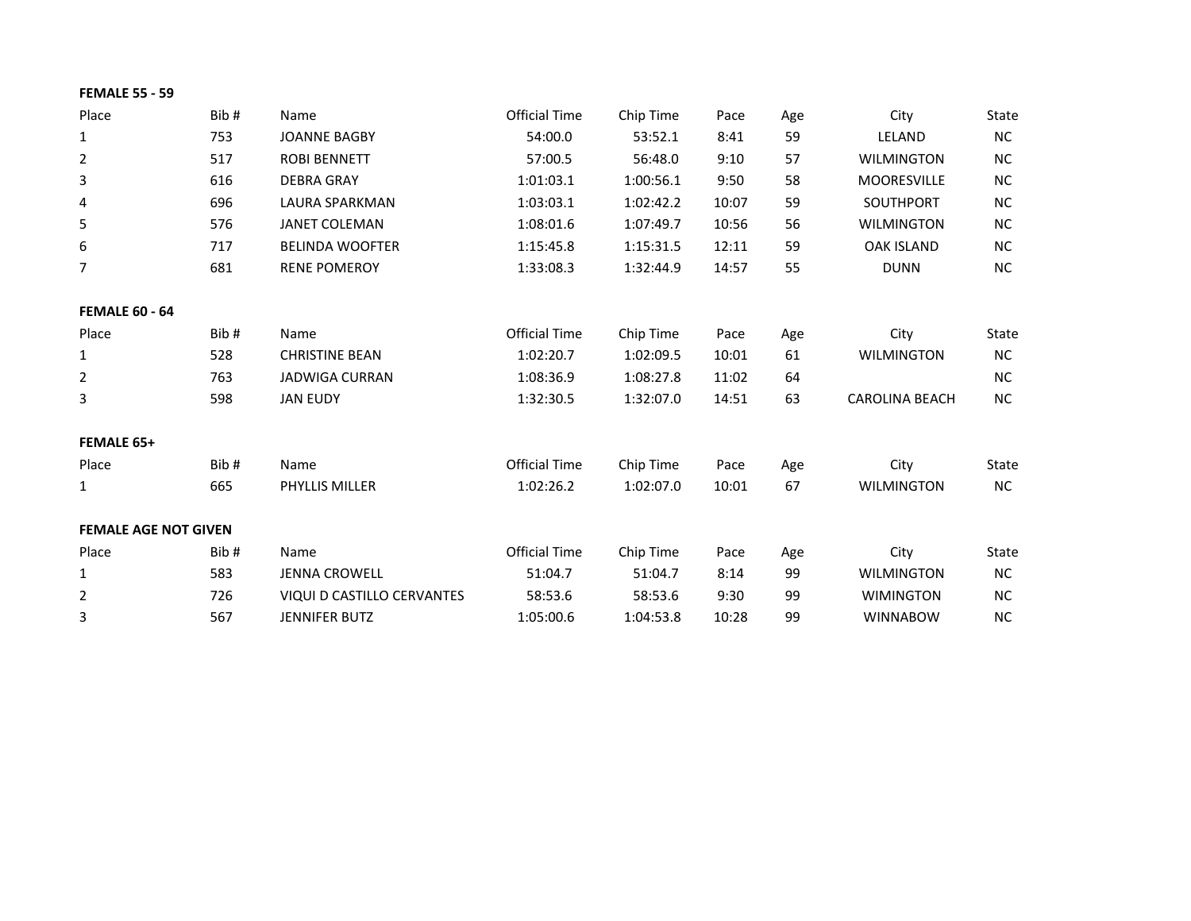**FEMALE 55 - 59**

| Place | Bib # | Name | Official Time | Chip Time | Pace | Age | City | State |
|---|---|---|---|---|---|---|---|---|
| 1 | 753 | JOANNE BAGBY | 54:00.0 | 53:52.1 | 8:41 | 59 | LELAND | NC |
| 2 | 517 | ROBI BENNETT | 57:00.5 | 56:48.0 | 9:10 | 57 | WILMINGTON | NC |
| 3 | 616 | DEBRA GRAY | 1:01:03.1 | 1:00:56.1 | 9:50 | 58 | MOORESVILLE | NC |
| 4 | 696 | LAURA SPARKMAN | 1:03:03.1 | 1:02:42.2 | 10:07 | 59 | SOUTHPORT | NC |
| 5 | 576 | JANET COLEMAN | 1:08:01.6 | 1:07:49.7 | 10:56 | 56 | WILMINGTON | NC |
| 6 | 717 | BELINDA WOOFTER | 1:15:45.8 | 1:15:31.5 | 12:11 | 59 | OAK ISLAND | NC |
| 7 | 681 | RENE POMEROY | 1:33:08.3 | 1:32:44.9 | 14:57 | 55 | DUNN | NC |

**FEMALE 60 - 64**

| Place | Bib # | Name | Official Time | Chip Time | Pace | Age | City | State |
|---|---|---|---|---|---|---|---|---|
| 1 | 528 | CHRISTINE BEAN | 1:02:20.7 | 1:02:09.5 | 10:01 | 61 | WILMINGTON | NC |
| 2 | 763 | JADWIGA CURRAN | 1:08:36.9 | 1:08:27.8 | 11:02 | 64 | | NC |
| 3 | 598 | JAN EUDY | 1:32:30.5 | 1:32:07.0 | 14:51 | 63 | CAROLINA BEACH | NC |

**FEMALE 65+**

| Place | Bib # | Name | Official Time | Chip Time | Pace | Age | City | State |
|---|---|---|---|---|---|---|---|---|
| 1 | 665 | PHYLLIS MILLER | 1:02:26.2 | 1:02:07.0 | 10:01 | 67 | WILMINGTON | NC |

**FEMALE AGE NOT GIVEN**

| Place | Bib # | Name | Official Time | Chip Time | Pace | Age | City | State |
|---|---|---|---|---|---|---|---|---|
| 1 | 583 | JENNA CROWELL | 51:04.7 | 51:04.7 | 8:14 | 99 | WILMINGTON | NC |
| 2 | 726 | VIQUI D CASTILLO CERVANTES | 58:53.6 | 58:53.6 | 9:30 | 99 | WIMINGTON | NC |
| 3 | 567 | JENNIFER BUTZ | 1:05:00.6 | 1:04:53.8 | 10:28 | 99 | WINNABOW | NC |